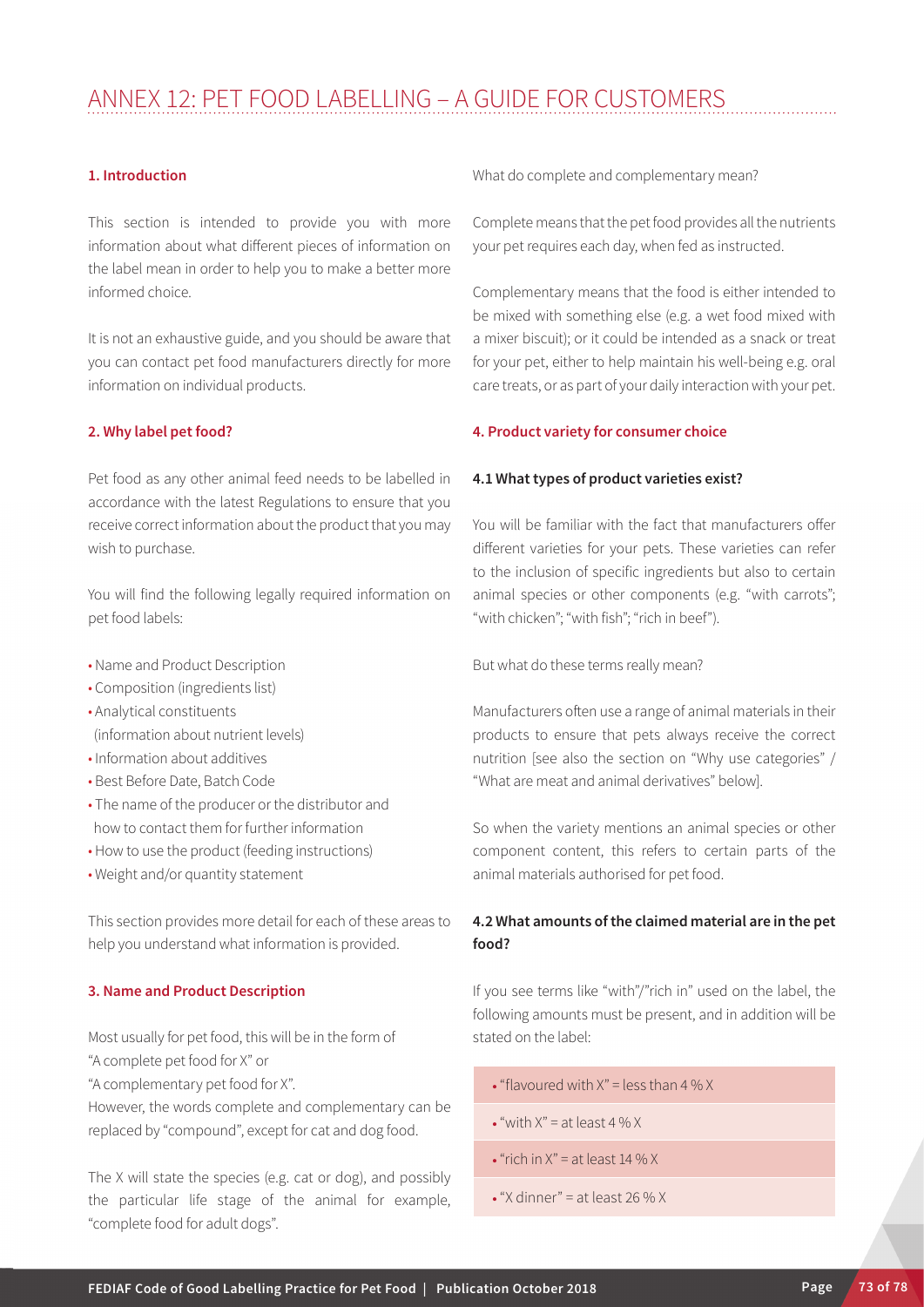# ANNEX 12: PET FOOD LABELLING – A GUIDE FOR CUSTOMERS

## 1. Introduction

This section is intended to provide you with more information about what different pieces of information on the label mean in order to help you to make a better more informed choice.

It is not an exhaustive guide, and you should be aware that you can contact pet food manufacturers directly for more information on individual products.

## 2. Why label pet food?

Pet food as any other animal feed needs to be labelled in accordance with the latest Regulations to ensure that you receive correct information about the product that you may wish to purchase.

You will find the following legally required information on pet food labels:

- Name and Product Description
- Composition (ingredients list)
- Analytical constituents (information about nutrient levels)
- Information about additives
- Best Before Date, Batch Code
- The name of the producer or the distributor and how to contact them for further information
- How to use the product (feeding instructions)
- Weight and/or quantity statement

This section provides more detail for each of these areas to help you understand what information is provided.

## 3. Name and Product Description

Most usually for pet food, this will be in the form of "A complete pet food for X" or "A complementary pet food for X".

However, the words complete and complementary can be replaced by "compound", except for cat and dog food.

The X will state the species (e.g. cat or dog), and possibly the particular life stage of the animal for example, "complete food for adult dogs".

What do complete and complementary mean?

Complete means that the pet food provides all the nutrients your pet requires each day, when fed as instructed.

Complementary means that the food is either intended to be mixed with something else (e.g. a wet food mixed with a mixer biscuit); or it could be intended as a snack or treat for your pet, either to help maintain his well-being e.g. oral care treats, or as part of your daily interaction with your pet.

## 4. Product variety for consumer choice

### 4.1 What types of product varieties exist?

You will be familiar with the fact that manufacturers offer different varieties for your pets. These varieties can refer to the inclusion of specific ingredients but also to certain animal species or other components (e.g. "with carrots"; "with chicken"; "with fish"; "rich in beef").

But what do these terms really mean?

Manufacturers often use a range of animal materials in their products to ensure that pets always receive the correct nutrition [see also the section on "Why use categories" / "What are meat and animal derivatives" below].

So when the variety mentions an animal species or other component content, this refers to certain parts of the animal materials authorised for pet food.

### 4.2 What amounts of the claimed material are in the pet food?

If you see terms like "with"/"rich in" used on the label, the following amounts must be present, and in addition will be stated on the label:

- "flavoured with X" = less than 4 % X
- "with X" = at least 4 % X
- "rich in X" = at least 14 % X
- "X dinner" = at least 26 % X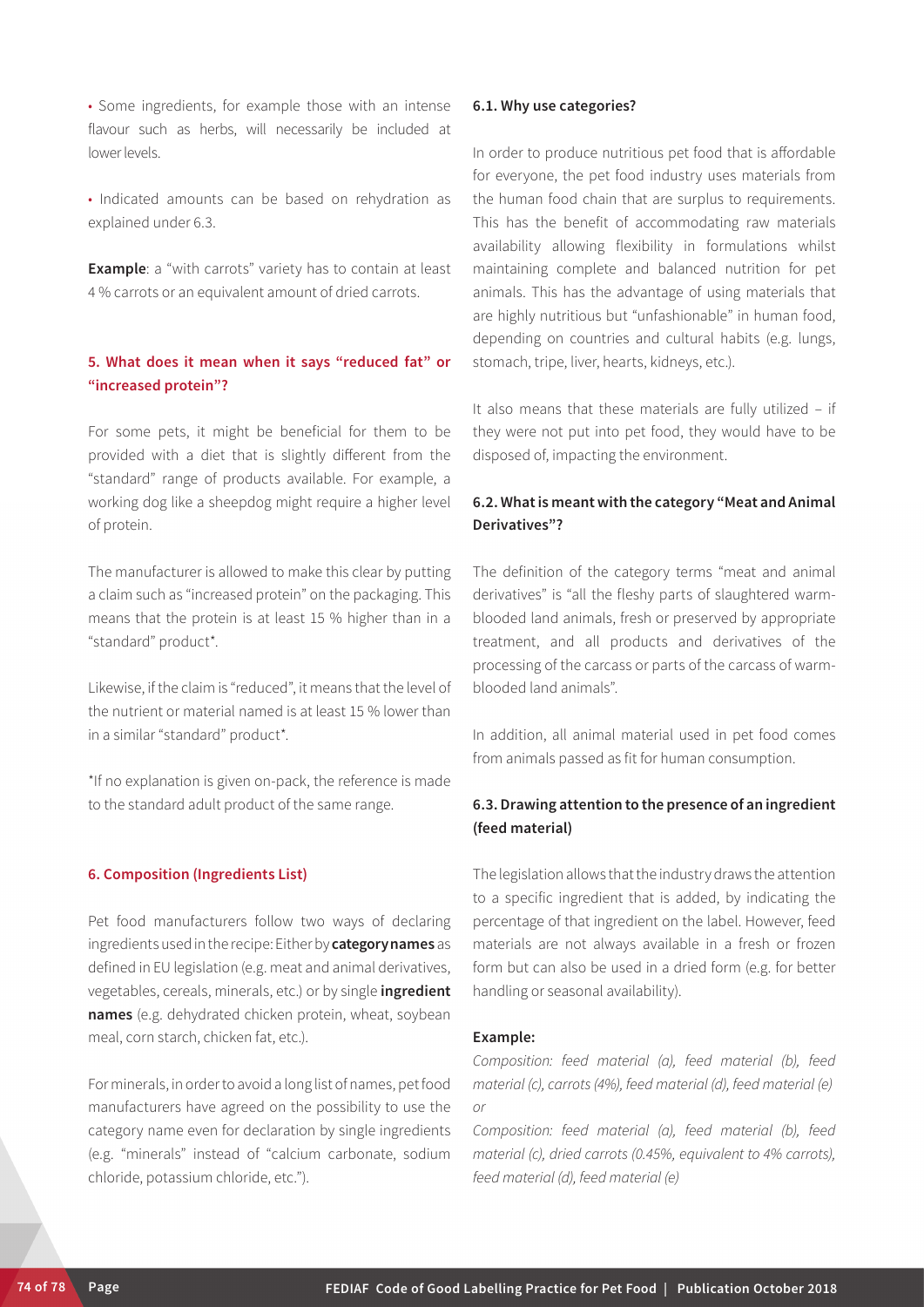• Some ingredients, for example those with an intense flavour such as herbs, will necessarily be included at lower levels.

• Indicated amounts can be based on rehydration as explained under 6.3.

**Example**: a "with carrots" variety has to contain at least 4 % carrots or an equivalent amount of dried carrots.

## 5. What does it mean when it says "reduced fat" or "increased protein"?

For some pets, it might be beneficial for them to be provided with a diet that is slightly different from the "standard" range of products available. For example, a working dog like a sheepdog might require a higher level of protein.

The manufacturer is allowed to make this clear by putting a claim such as "increased protein" on the packaging. This means that the protein is at least 15 % higher than in a "standard" product*.

Likewise, if the claim is "reduced", it means that the level of the nutrient or material named is at least 15 % lower than in a similar "standard" product*.

*If no explanation is given on-pack, the reference is made to the standard adult product of the same range.

## 6. Composition (Ingredients List)

Pet food manufacturers follow two ways of declaring ingredients used in the recipe: Either by **category names** as defined in EU legislation (e.g. meat and animal derivatives, vegetables, cereals, minerals, etc.) or by single **ingredient names** (e.g. dehydrated chicken protein, wheat, soybean meal, corn starch, chicken fat, etc.).

For minerals, in order to avoid a long list of names, pet food manufacturers have agreed on the possibility to use the category name even for declaration by single ingredients (e.g. "minerals" instead of "calcium carbonate, sodium chloride, potassium chloride, etc.").

### 6.1. Why use categories?

In order to produce nutritious pet food that is affordable for everyone, the pet food industry uses materials from the human food chain that are surplus to requirements. This has the benefit of accommodating raw materials availability allowing flexibility in formulations whilst maintaining complete and balanced nutrition for pet animals. This has the advantage of using materials that are highly nutritious but "unfashionable" in human food, depending on countries and cultural habits (e.g. lungs, stomach, tripe, liver, hearts, kidneys, etc.).

It also means that these materials are fully utilized – if they were not put into pet food, they would have to be disposed of, impacting the environment.

### 6.2. What is meant with the category "Meat and Animal Derivatives"?

The definition of the category terms "meat and animal derivatives" is "all the fleshy parts of slaughtered warm-blooded land animals, fresh or preserved by appropriate treatment, and all products and derivatives of the processing of the carcass or parts of the carcass of warm-blooded land animals".

In addition, all animal material used in pet food comes from animals passed as fit for human consumption.

### 6.3. Drawing attention to the presence of an ingredient (feed material)

The legislation allows that the industry draws the attention to a specific ingredient that is added, by indicating the percentage of that ingredient on the label. However, feed materials are not always available in a fresh or frozen form but can also be used in a dried form (e.g. for better handling or seasonal availability).

**Example:**

*Composition: feed material (a), feed material (b), feed material (c), carrots (4%), feed material (d), feed material (e)*

*or*

*Composition: feed material (a), feed material (b), feed material (c), dried carrots (0.45%, equivalent to 4% carrots), feed material (d), feed material (e)*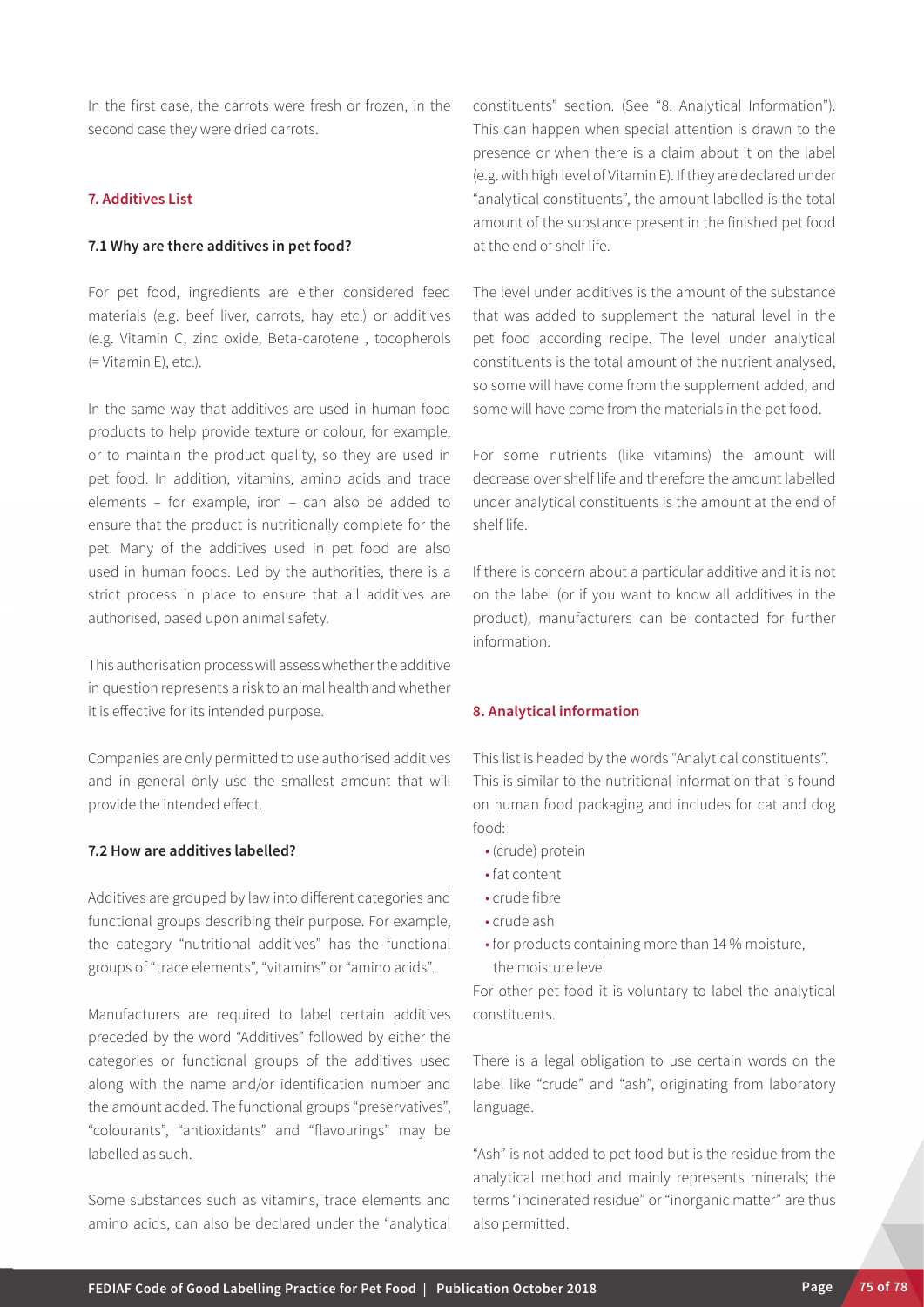In the first case, the carrots were fresh or frozen, in the second case they were dried carrots.

## 7. Additives List

### 7.1 Why are there additives in pet food?

For pet food, ingredients are either considered feed materials (e.g. beef liver, carrots, hay etc.) or additives (e.g. Vitamin C, zinc oxide, Beta-carotene , tocopherols (= Vitamin E), etc.).

In the same way that additives are used in human food products to help provide texture or colour, for example, or to maintain the product quality, so they are used in pet food. In addition, vitamins, amino acids and trace elements – for example, iron – can also be added to ensure that the product is nutritionally complete for the pet. Many of the additives used in pet food are also used in human foods. Led by the authorities, there is a strict process in place to ensure that all additives are authorised, based upon animal safety.

This authorisation process will assess whether the additive in question represents a risk to animal health and whether it is effective for its intended purpose.

Companies are only permitted to use authorised additives and in general only use the smallest amount that will provide the intended effect.

### 7.2 How are additives labelled?

Additives are grouped by law into different categories and functional groups describing their purpose. For example, the category "nutritional additives" has the functional groups of "trace elements", "vitamins" or "amino acids".

Manufacturers are required to label certain additives preceded by the word "Additives" followed by either the categories or functional groups of the additives used along with the name and/or identification number and the amount added. The functional groups "preservatives", "colourants", "antioxidants" and "flavourings" may be labelled as such.

Some substances such as vitamins, trace elements and amino acids, can also be declared under the "analytical constituents" section. (See "8. Analytical Information"). This can happen when special attention is drawn to the presence or when there is a claim about it on the label (e.g. with high level of Vitamin E). If they are declared under "analytical constituents", the amount labelled is the total amount of the substance present in the finished pet food at the end of shelf life.

The level under additives is the amount of the substance that was added to supplement the natural level in the pet food according recipe. The level under analytical constituents is the total amount of the nutrient analysed, so some will have come from the supplement added, and some will have come from the materials in the pet food.

For some nutrients (like vitamins) the amount will decrease over shelf life and therefore the amount labelled under analytical constituents is the amount at the end of shelf life.

If there is concern about a particular additive and it is not on the label (or if you want to know all additives in the product), manufacturers can be contacted for further information.

## 8. Analytical information

This list is headed by the words "Analytical constituents". This is similar to the nutritional information that is found on human food packaging and includes for cat and dog food:

- (crude) protein
- fat content
- crude fibre
- crude ash
- for products containing more than 14 % moisture, the moisture level

For other pet food it is voluntary to label the analytical constituents.

There is a legal obligation to use certain words on the label like "crude" and "ash", originating from laboratory language.

"Ash" is not added to pet food but is the residue from the analytical method and mainly represents minerals; the terms "incinerated residue" or "inorganic matter" are thus also permitted.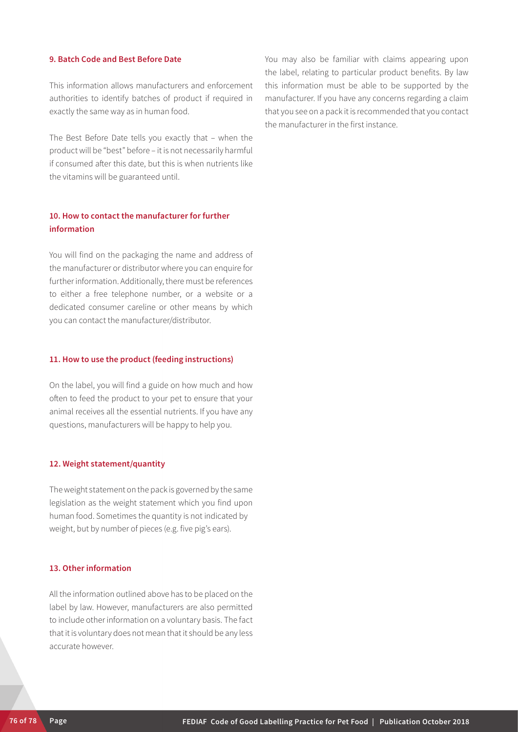#### 9. Batch Code and Best Before Date

This information allows manufacturers and enforcement authorities to identify batches of product if required in exactly the same way as in human food.

The Best Before Date tells you exactly that – when the product will be "best" before – it is not necessarily harmful if consumed after this date, but this is when nutrients like the vitamins will be guaranteed until.

#### 10. How to contact the manufacturer for further information

You will find on the packaging the name and address of the manufacturer or distributor where you can enquire for further information. Additionally, there must be references to either a free telephone number, or a website or a dedicated consumer careline or other means by which you can contact the manufacturer/distributor.

#### 11. How to use the product (feeding instructions)

On the label, you will find a guide on how much and how often to feed the product to your pet to ensure that your animal receives all the essential nutrients. If you have any questions, manufacturers will be happy to help you.

#### 12. Weight statement/quantity

The weight statement on the pack is governed by the same legislation as the weight statement which you find upon human food. Sometimes the quantity is not indicated by weight, but by number of pieces (e.g. five pig's ears).

#### 13. Other information

All the information outlined above has to be placed on the label by law. However, manufacturers are also permitted to include other information on a voluntary basis. The fact that it is voluntary does not mean that it should be any less accurate however.

You may also be familiar with claims appearing upon the label, relating to particular product benefits. By law this information must be able to be supported by the manufacturer. If you have any concerns regarding a claim that you see on a pack it is recommended that you contact the manufacturer in the first instance.